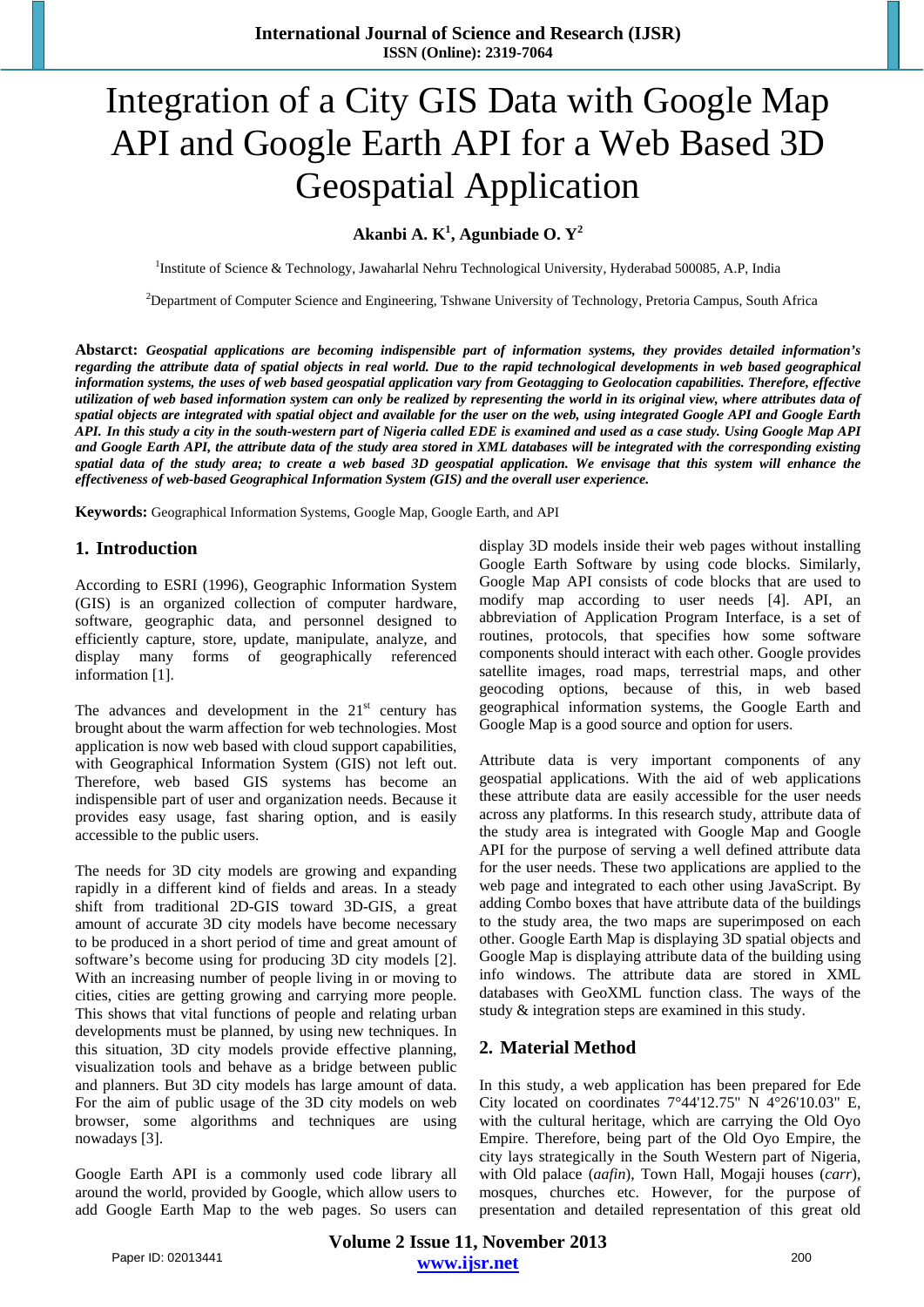# Integration of a City GIS Data with Google Map API and Google Earth API for a Web Based 3D Geospatial Application

**Akanbi A. K[1], Agunbiade O. Y[2]**

[1]Institute of Science & Technology, Jawaharlal Nehru Technological University, Hyderabad 500085, A.P, India

[2]Department of Computer Science and Engineering, Tshwane University of Technology, Pretoria Campus, South Africa

**Abastract:** ***Geospatial applications are becoming indispensible part of information systems, they provides detailed information's regarding the attribute data of spatial objects in real world. Due to the rapid technological developments in web based geographical information systems, the uses of web based geospatial application vary from Geotagging to Geolocation capabilities. Therefore, effective utilization of web based information system can only be realized by representing the world in its original view, where attributes data of spatial objects are integrated with spatial object and available for the user on the web, using integrated Google API and Google Earth API. In this study a city in the south-western part of Nigeria called EDE is examined and used as a case study. Using Google Map API and Google Earth API, the attribute data of the study area stored in XML databases will be integrated with the corresponding existing spatial data of the study area; to create a web based 3D geospatial application. We envisage that this system will enhance the effectiveness of web-based Geographical Information System (GIS) and the overall user experience.***

**Keywords:** Geographical Information Systems, Google Map, Google Earth, and API

## 1. Introduction

According to ESRI (1996), Geographic Information System (GIS) is an organized collection of computer hardware, software, geographic data, and personnel designed to efficiently capture, store, update, manipulate, analyze, and display many forms of geographically referenced information [1].

The advances and development in the 21st century has brought about the warm affection for web technologies. Most application is now web based with cloud support capabilities, with Geographical Information System (GIS) not left out. Therefore, web based GIS systems has become an indispensible part of user and organization needs. Because it provides easy usage, fast sharing option, and is easily accessible to the public users.

The needs for 3D city models are growing and expanding rapidly in a different kind of fields and areas. In a steady shift from traditional 2D-GIS toward 3D-GIS, a great amount of accurate 3D city models have become necessary to be produced in a short period of time and great amount of software's become using for producing 3D city models [2]. With an increasing number of people living in or moving to cities, cities are getting growing and carrying more people. This shows that vital functions of people and relating urban developments must be planned, by using new techniques. In this situation, 3D city models provide effective planning, visualization tools and behave as a bridge between public and planners. But 3D city models has large amount of data. For the aim of public usage of the 3D city models on web browser, some algorithms and techniques are using nowadays [3].

Google Earth API is a commonly used code library all around the world, provided by Google, which allow users to add Google Earth Map to the web pages. So users can display 3D models inside their web pages without installing Google Earth Software by using code blocks. Similarly, Google Map API consists of code blocks that are used to modify map according to user needs [4]. API, an abbreviation of Application Program Interface, is a set of routines, protocols, that specifies how some software components should interact with each other. Google provides satellite images, road maps, terrestrial maps, and other geocoding options, because of this, in web based geographical information systems, the Google Earth and Google Map is a good source and option for users.

Attribute data is very important components of any geospatial applications. With the aid of web applications these attribute data are easily accessible for the user needs across any platforms. In this research study, attribute data of the study area is integrated with Google Map and Google API for the purpose of serving a well defined attribute data for the user needs. These two applications are applied to the web page and integrated to each other using JavaScript. By adding Combo boxes that have attribute data of the buildings to the study area, the two maps are superimposed on each other. Google Earth Map is displaying 3D spatial objects and Google Map is displaying attribute data of the building using info windows. The attribute data are stored in XML databases with GeoXML function class. The ways of the study & integration steps are examined in this study.

## 2. Material Method

In this study, a web application has been prepared for Ede City located on coordinates 7°44'12.75" N 4°26'10.03" E, with the cultural heritage, which are carrying the Old Oyo Empire. Therefore, being part of the Old Oyo Empire, the city lays strategically in the South Western part of Nigeria, with Old palace (*aafin*), Town Hall, Mogaji houses (*carr*), mosques, churches etc. However, for the purpose of presentation and detailed representation of this great old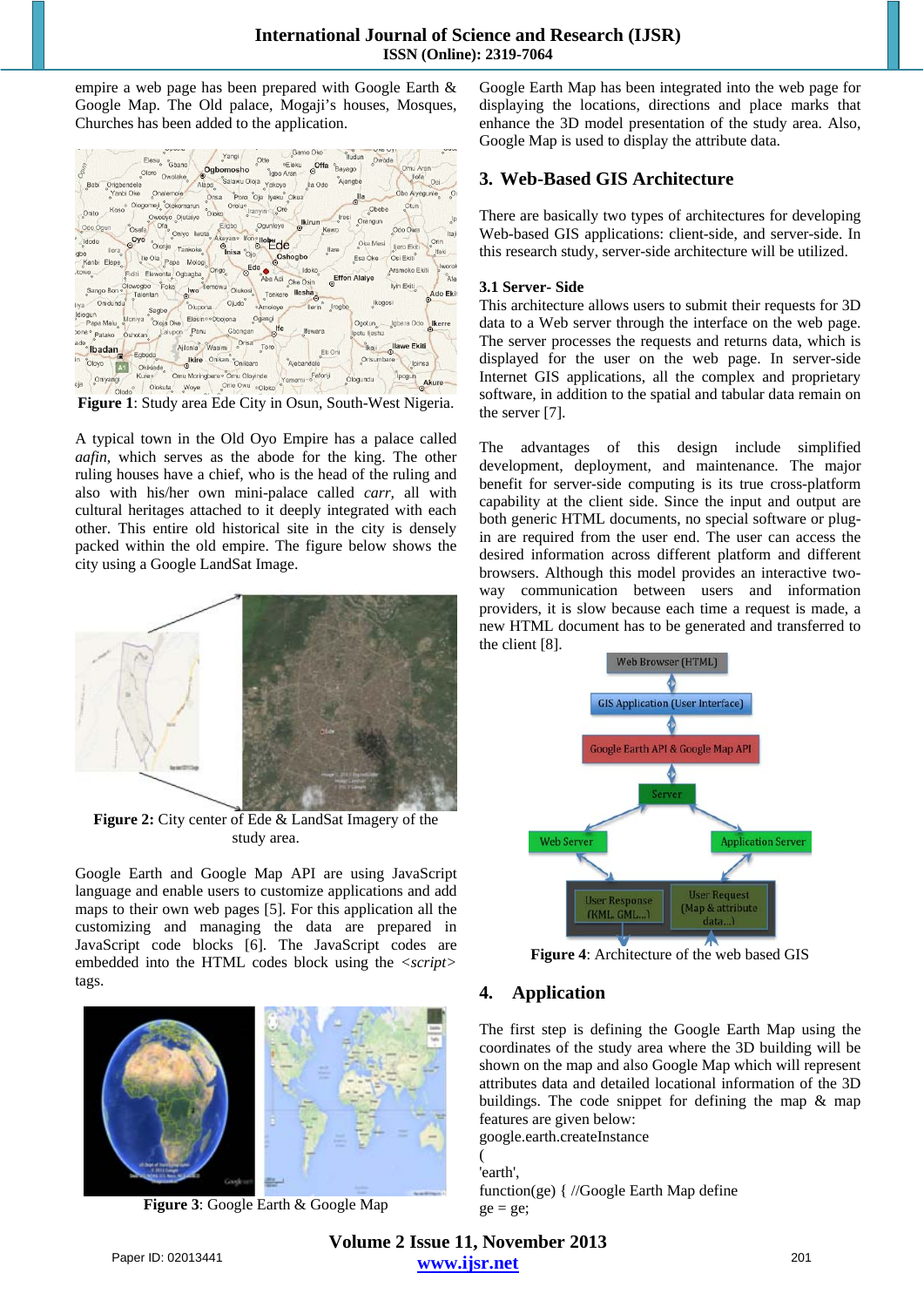empire a web page has been prepared with Google Earth & Google Map. The Old palace, Mogaji's houses, Mosques, Churches has been added to the application.

**Figure 1**: Study area Ede City in Osun, South-West Nigeria.

A typical town in the Old Oyo Empire has a palace called *aafin*, which serves as the abode for the king. The other ruling houses have a chief, who is the head of the ruling and also with his/her own mini-palace called *carr*, all with cultural heritages attached to it deeply integrated with each other. This entire old historical site in the city is densely packed within the old empire. The figure below shows the city using a Google LandSat Image.

**Figure 2:** City center of Ede & LandSat Imagery of the study area.

Google Earth and Google Map API are using JavaScript language and enable users to customize applications and add maps to their own web pages [5]. For this application all the customizing and managing the data are prepared in JavaScript code blocks [6]. The JavaScript codes are embedded into the HTML codes block using the <*script*> tags.

**Figure 3**: Google Earth & Google Map

Google Earth Map has been integrated into the web page for displaying the locations, directions and place marks that enhance the 3D model presentation of the study area. Also, Google Map is used to display the attribute data.

## 3. Web-Based GIS Architecture

There are basically two types of architectures for developing Web-based GIS applications: client-side, and server-side. In this research study, server-side architecture will be utilized.

### 3.1 Server- Side

This architecture allows users to submit their requests for 3D data to a Web server through the interface on the web page. The server processes the requests and returns data, which is displayed for the user on the web page. In server-side Internet GIS applications, all the complex and proprietary software, in addition to the spatial and tabular data remain on the server [7].

The advantages of this design include simplified development, deployment, and maintenance. The major benefit for server-side computing is its true cross-platform capability at the client side. Since the input and output are both generic HTML documents, no special software or plug-in are required from the user end. The user can access the desired information across different platform and different browsers. Although this model provides an interactive two-way communication between users and information providers, it is slow because each time a request is made, a new HTML document has to be generated and transferred to the client [8].

**Figure 4**: Architecture of the web based GIS

## 4. Application

The first step is defining the Google Earth Map using the coordinates of the study area where the 3D building will be shown on the map and also Google Map which will represent attributes data and detailed locational information of the 3D buildings. The code snippet for defining the map & map features are given below:

```
google.earth.createInstance
(
'earth',
function(ge) { //Google Earth Map define
ge = ge;
```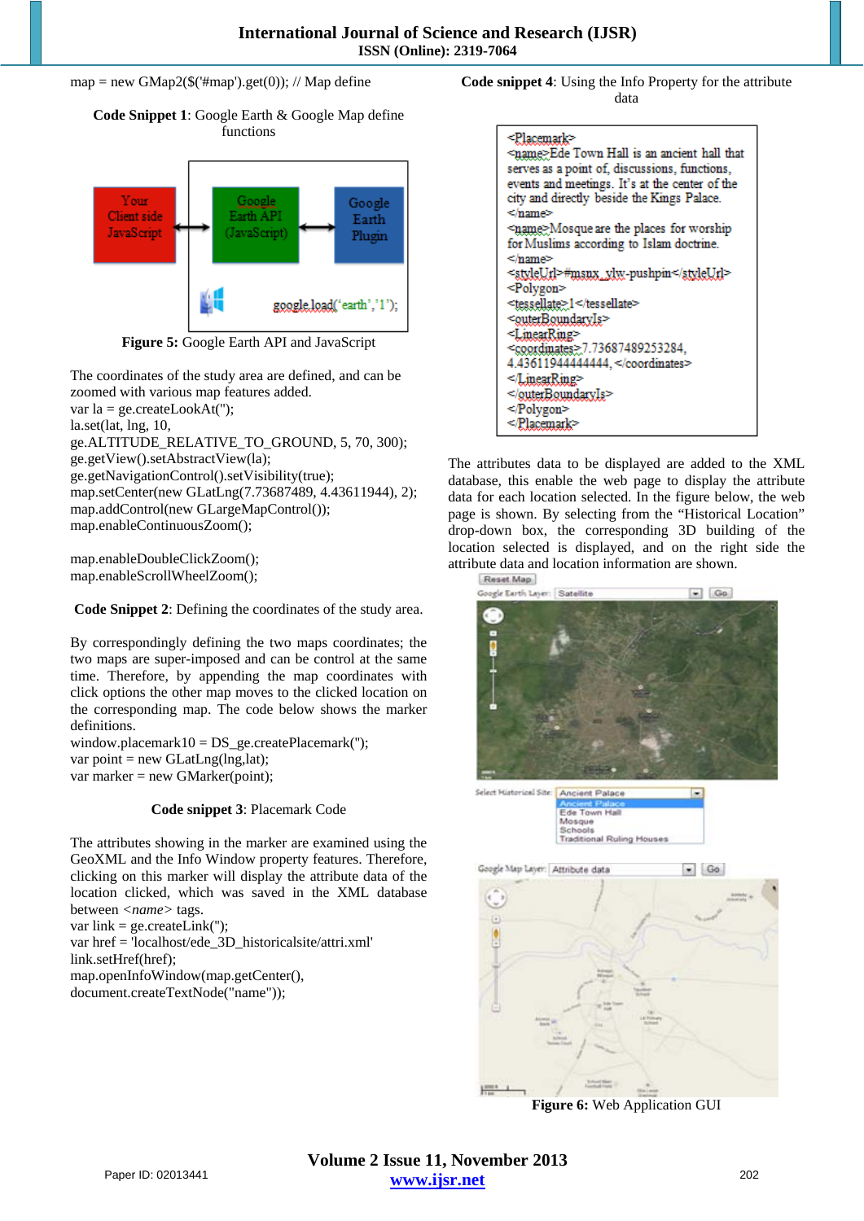```
map = new GMap2($('#map').get(0)); // Map define
```

**Code Snippet 1**: Google Earth & Google Map define functions

**Figure 5:** Google Earth API and JavaScript

The coordinates of the study area are defined, and can be zoomed with various map features added.

```
var la = ge.createLookAt('');
la.set(lat, lng, 10,
ge.ALTITUDE_RELATIVE_TO_GROUND, 5, 70, 300);
ge.getView().setAbstractView(la);
ge.getNavigationControl().setVisibility(true);
map.setCenter(new GLatLng(7.73687489, 4.43611944), 2);
map.addControl(new GLargeMapControl());
map.enableContinuousZoom();

map.enableDoubleClickZoom();
map.enableScrollWheelZoom();
```

**Code Snippet 2**: Defining the coordinates of the study area.

By correspondingly defining the two maps coordinates; the two maps are super-imposed and can be control at the same time. Therefore, by appending the map coordinates with click options the other map moves to the clicked location on the corresponding map. The code below shows the marker definitions.

```
window.placemark10 = DS_ge.createPlacemark('');
var point = new GLatLng(lng,lat);
var marker = new GMarker(point);
```

**Code snippet 3**: Placemark Code

The attributes showing in the marker are examined using the GeoXML and the Info Window property features. Therefore, clicking on this marker will display the attribute data of the location clicked, which was saved in the XML database between <*name*> tags.

```
var link = ge.createLink('');
var href = 'localhost/ede_3D_historicalsite/attri.xml'
link.setHref(href);
map.openInfoWindow(map.getCenter(),
document.createTextNode("name"));
```

**Code snippet 4**: Using the Info Property for the attribute data

```
<Placemark>
<name>Ede Town Hall is an ancient hall that serves as a point of, discussions, functions, events and meetings. It's at the center of the city and directly beside the Kings Palace.
</name>
<name>Mosque are the places for worship for Muslims according to Islam doctrine.
</name>
<styleUrl>#msnx_ylw-pushpin</styleUrl>
<Polygon>
<tessellate>1</tessellate>
<outerBoundaryIs>
<LinearRing>
<coordinates>7.73687489253284,
4.43611944444444, </coordinates>
</LinearRing>
</outerBoundaryIs>
</Polygon>
</Placemark>
```

The attributes data to be displayed are added to the XML database, this enable the web page to display the attribute data for each location selected. In the figure below, the web page is shown. By selecting from the "Historical Location" drop-down box, the corresponding 3D building of the location selected is displayed, and on the right side the attribute data and location information are shown.

**Figure 6:** Web Application GUI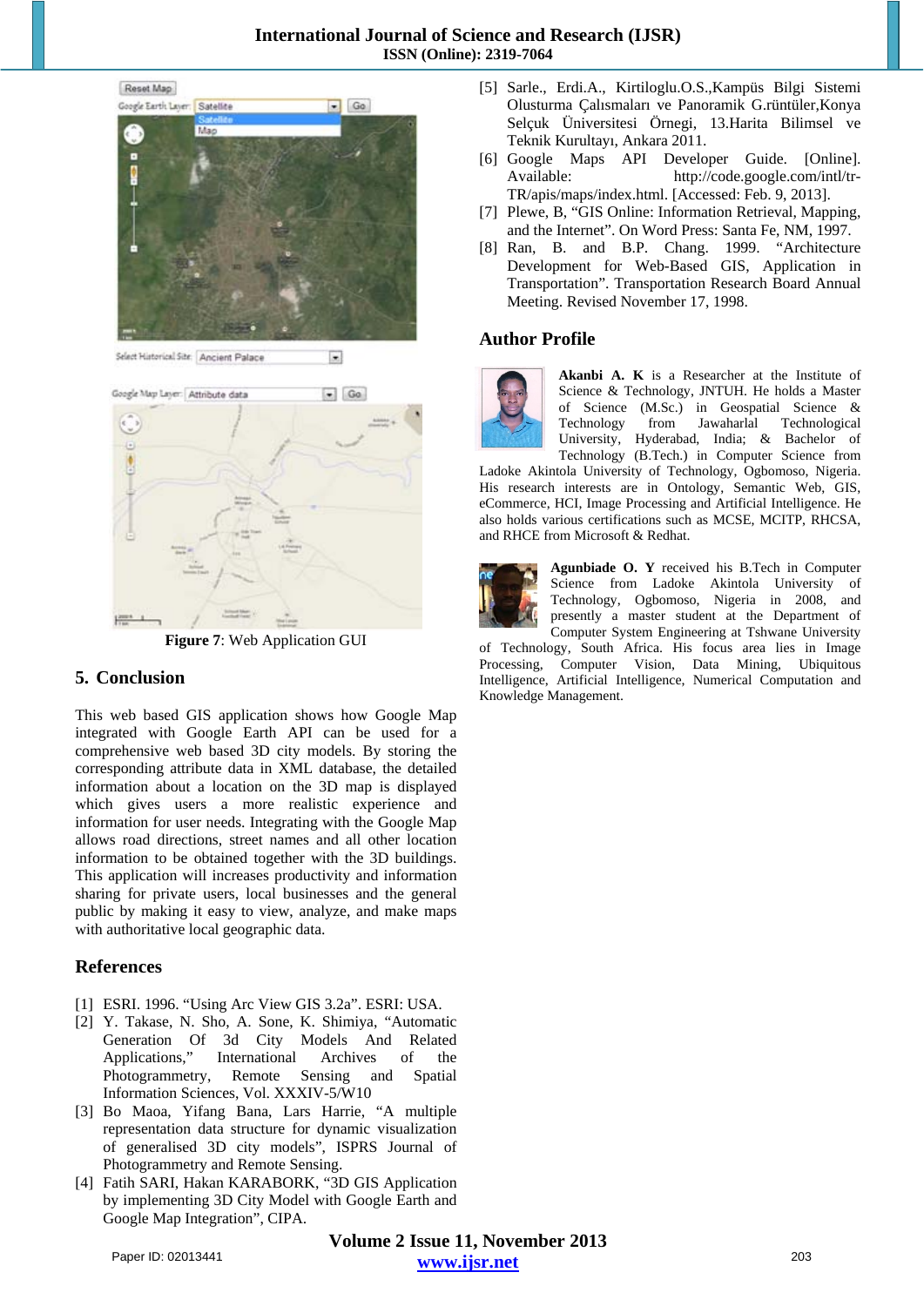Reset Map

Google Earth Layer: Satellite | Go

Satellite

Map

Select Historical Site: Ancient Palace

Google Map Layer: Attribute data | Go

Figure 7: Web Application GUI

## 5. Conclusion

This web based GIS application shows how Google Map integrated with Google Earth API can be used for a comprehensive web based 3D city models. By storing the corresponding attribute data in XML database, the detailed information about a location on the 3D map is displayed which gives users a more realistic experience and information for user needs. Integrating with the Google Map allows road directions, street names and all other location information to be obtained together with the 3D buildings. This application will increases productivity and information sharing for private users, local businesses and the general public by making it easy to view, analyze, and make maps with authoritative local geographic data.

## References

[1] ESRI. 1996. "Using Arc View GIS 3.2a". ESRI: USA.

[2] Y. Takase, N. Sho, A. Sone, K. Shimiya, "Automatic Generation Of 3d City Models And Related Applications," International Archives of the Photogrammetry, Remote Sensing and Spatial Information Sciences, Vol. XXXIV-5/W10

[3] Bo Maoa, Yifang Bana, Lars Harrie, "A multiple representation data structure for dynamic visualization of generalised 3D city models", ISPRS Journal of Photogrammetry and Remote Sensing.

[4] Fatih SARI, Hakan KARABORK, "3D GIS Application by implementing 3D City Model with Google Earth and Google Map Integration", CIPA.

[5] Sarle., Erdi.A., Kirtiloglu.O.S.,Kampüs Bilgi Sistemi Olusturma Çalısmaları ve Panoramik G.rüntüler,Konya Selçuk Üniversitesi Örnegi, 13.Harita Bilimsel ve Teknik Kurultayı, Ankara 2011.

[6] Google Maps API Developer Guide. [Online]. Available: http://code.google.com/intl/tr-TR/apis/maps/index.html. [Accessed: Feb. 9, 2013].

[7] Plewe, B, "GIS Online: Information Retrieval, Mapping, and the Internet". On Word Press: Santa Fe, NM, 1997.

[8] Ran, B. and B.P. Chang. 1999. "Architecture Development for Web-Based GIS, Application in Transportation". Transportation Research Board Annual Meeting. Revised November 17, 1998.

## Author Profile

**Akanbi A. K** is a Researcher at the Institute of Science & Technology, JNTUH. He holds a Master of Science (M.Sc.) in Geospatial Science & Technology from Jawaharlal Technological University, Hyderabad, India; & Bachelor of Technology (B.Tech.) in Computer Science from Ladoke Akintola University of Technology, Ogbomoso, Nigeria. His research interests are in Ontology, Semantic Web, GIS, eCommerce, HCI, Image Processing and Artificial Intelligence. He also holds various certifications such as MCSE, MCITP, RHCSA, and RHCE from Microsoft & Redhat.

**Agunbiade O. Y** received his B.Tech in Computer Science from Ladoke Akintola University of Technology, Ogbomoso, Nigeria in 2008, and presently a master student at the Department of Computer System Engineering at Tshwane University of Technology, South Africa. His focus area lies in Image Processing, Computer Vision, Data Mining, Ubiquitous Intelligence, Artificial Intelligence, Numerical Computation and Knowledge Management.